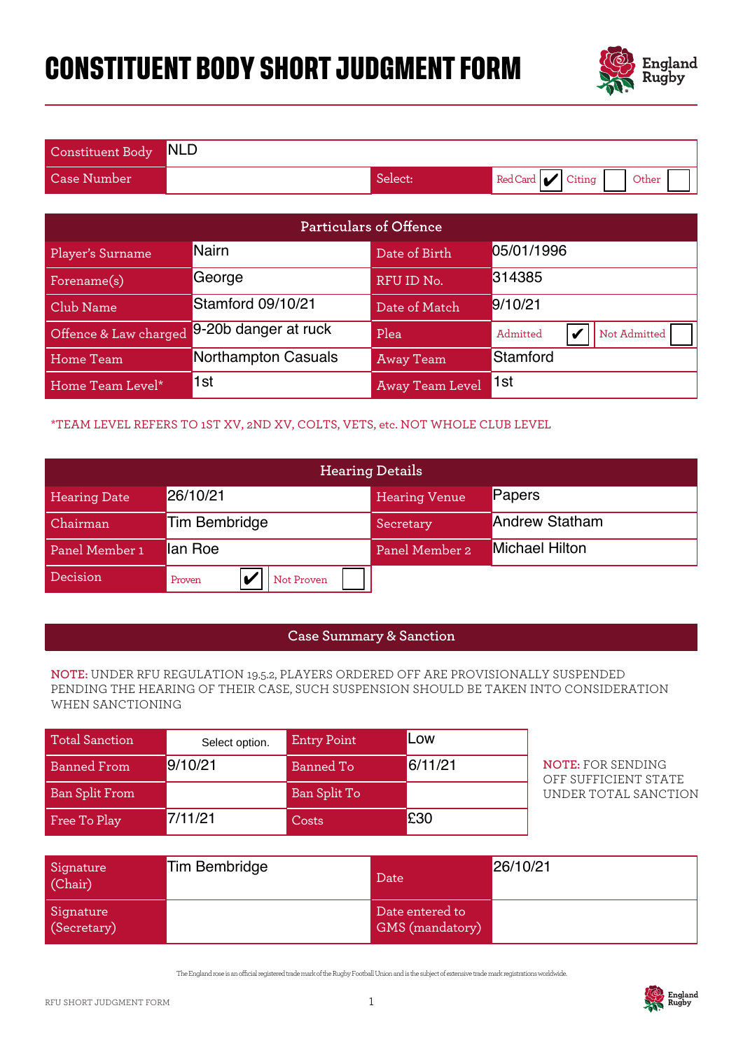# CONSTITUENT BODY SHORT JUDGMENT FORM

| Constituent Body | NLD | | |
|---|---|---|---|
| Case Number | | Select: | Red Card ✔ Citing ☐ Other ☐ |

| Particulars of Offence | | | |
|---|---|---|---|
| Player's Surname | Nairn | Date of Birth | 05/01/1996 |
| Forename(s) | George | RFU ID No. | 314385 |
| Club Name | Stamford 09/10/21 | Date of Match | 9/10/21 |
| Offence & Law charged | 9-20b danger at ruck | Plea | Admitted ✔ Not Admitted ☐ |
| Home Team | Northampton Casuals | Away Team | Stamford |
| Home Team Level* | 1st | Away Team Level | 1st |

*TEAM LEVEL REFERS TO 1ST XV, 2ND XV, COLTS, VETS, etc. NOT WHOLE CLUB LEVEL

| Hearing Details | | | |
|---|---|---|---|
| Hearing Date | 26/10/21 | Hearing Venue | Papers |
| Chairman | Tim Bembridge | Secretary | Andrew Statham |
| Panel Member 1 | Ian Roe | Panel Member 2 | Michael Hilton |
| Decision | Proven ✔ Not Proven ☐ | | |

## Case Summary & Sanction

**NOTE:** UNDER RFU REGULATION 19.5.2, PLAYERS ORDERED OFF ARE PROVISIONALLY SUSPENDED PENDING THE HEARING OF THEIR CASE, SUCH SUSPENSION SHOULD BE TAKEN INTO CONSIDERATION WHEN SANCTIONING

| Total Sanction | Select option. | Entry Point | Low |
|---|---|---|---|
| Banned From | 9/10/21 | Banned To | 6/11/21 |
| Ban Split From | | Ban Split To | |
| Free To Play | 7/11/21 | Costs | £30 |

**NOTE:** FOR SENDING OFF SUFFICIENT STATE UNDER TOTAL SANCTION

| Signature (Chair) | Tim Bembridge | Date | 26/10/21 |
|---|---|---|---|
| Signature (Secretary) | | Date entered to GMS (mandatory) | |

The England rose is an official registered trade mark of the Rugby Football Union and is the subject of extensive trade mark registrations worldwide.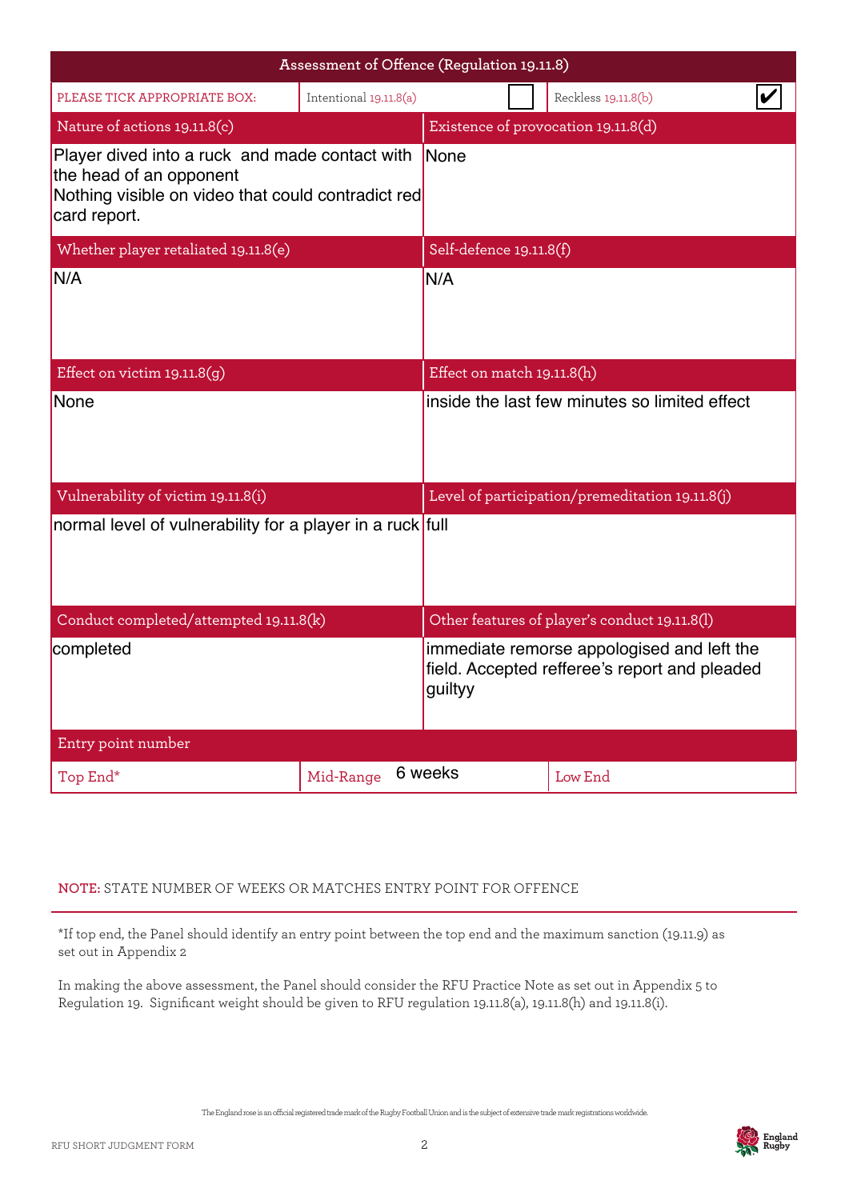## Assessment of Offence (Regulation 19.11.8)

| PLEASE TICK APPROPRIATE BOX: | Intentional 19.11.8(a) ☐ | Reckless 19.11.8(b) ☑ |
|---|---|---|

| Nature of actions 19.11.8(c) | Existence of provocation 19.11.8(d) |
|---|---|
| Player dived into a ruck and made contact with the head of an opponent<br>Nothing visible on video that could contradict red card report. | None |
| **Whether player retaliated 19.11.8(e)** | **Self-defence 19.11.8(f)** |
| N/A | N/A |
| **Effect on victim 19.11.8(g)** | **Effect on match 19.11.8(h)** |
| None | inside the last few minutes so limited effect |
| **Vulnerability of victim 19.11.8(i)** | **Level of participation/premeditation 19.11.8(j)** |
| normal level of vulnerability for a player in a ruck | full |
| **Conduct completed/attempted 19.11.8(k)** | **Other features of player's conduct 19.11.8(l)** |
| completed | immediate remorse appologised and left the field. Accepted refferee's report and pleaded guiltyy |

**Entry point number**

| Top End* | Mid-Range 6 weeks | Low End |
|---|---|---|

NOTE: STATE NUMBER OF WEEKS OR MATCHES ENTRY POINT FOR OFFENCE

*If top end, the Panel should identify an entry point between the top end and the maximum sanction (19.11.9) as set out in Appendix 2

In making the above assessment, the Panel should consider the RFU Practice Note as set out in Appendix 5 to Regulation 19. Significant weight should be given to RFU regulation 19.11.8(a), 19.11.8(h) and 19.11.8(i).

The England rose is an official registered trade mark of the Rugby Football Union and is the subject of extensive trade mark registrations worldwide.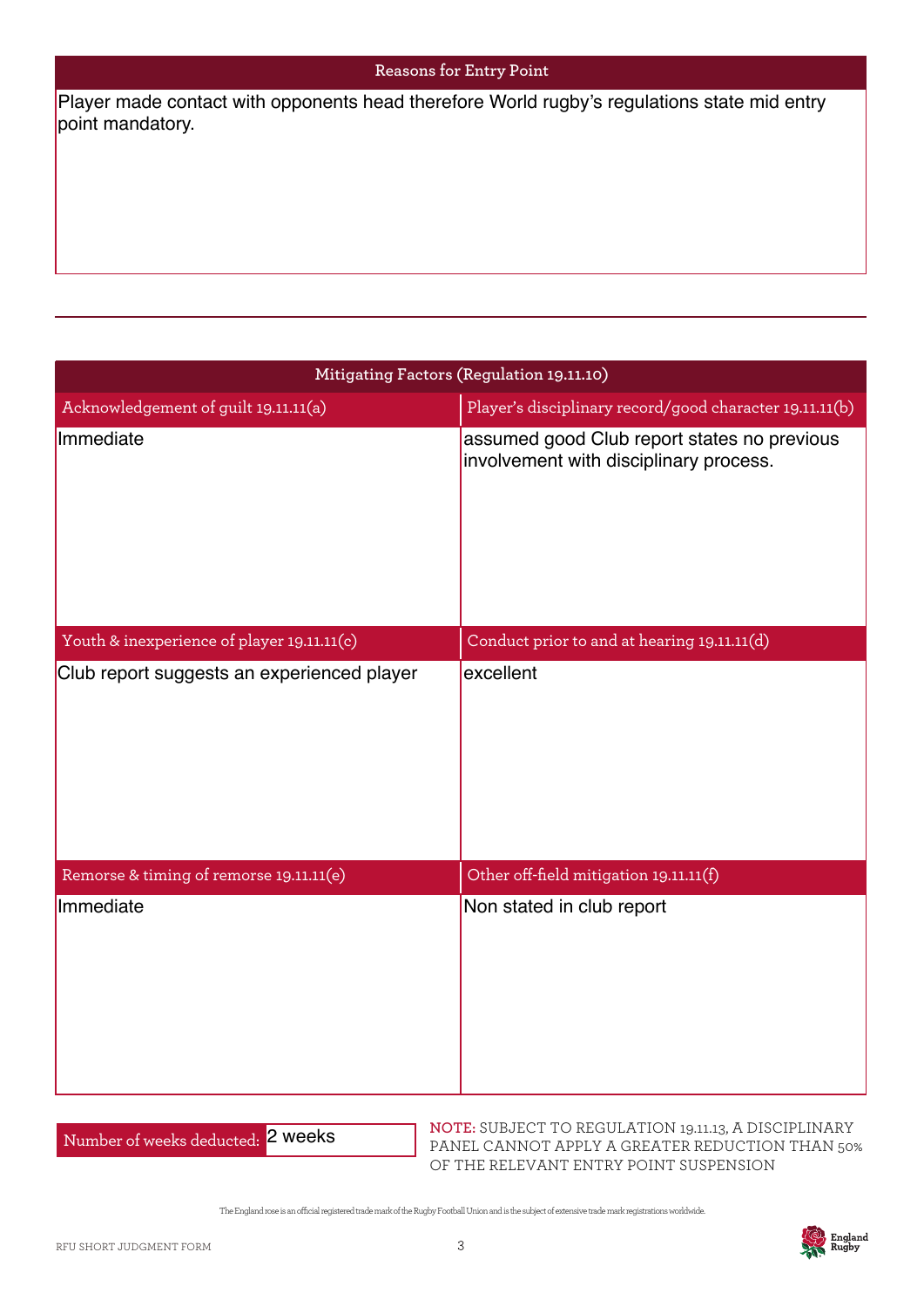## Reasons for Entry Point

Player made contact with opponents head therefore World rugby's regulations state mid entry point mandatory.

---

## Mitigating Factors (Regulation 19.11.10)

| Acknowledgement of guilt 19.11.11(a) | Player's disciplinary record/good character 19.11.11(b) |
| --- | --- |
| Immediate | assumed good Club report states no previous involvement with disciplinary process. |
| **Youth & inexperience of player 19.11.11(c)** | **Conduct prior to and at hearing 19.11.11(d)** |
| Club report suggests an experienced player | excellent |
| **Remorse & timing of remorse 19.11.11(e)** | **Other off-field mitigation 19.11.11(f)** |
| Immediate | Non stated in club report |

**Number of weeks deducted:** 2 weeks

**NOTE:** SUBJECT TO REGULATION 19.11.13, A DISCIPLINARY PANEL CANNOT APPLY A GREATER REDUCTION THAN 50% OF THE RELEVANT ENTRY POINT SUSPENSION

The England rose is an official registered trade mark of the Rugby Football Union and is the subject of extensive trade mark registrations worldwide.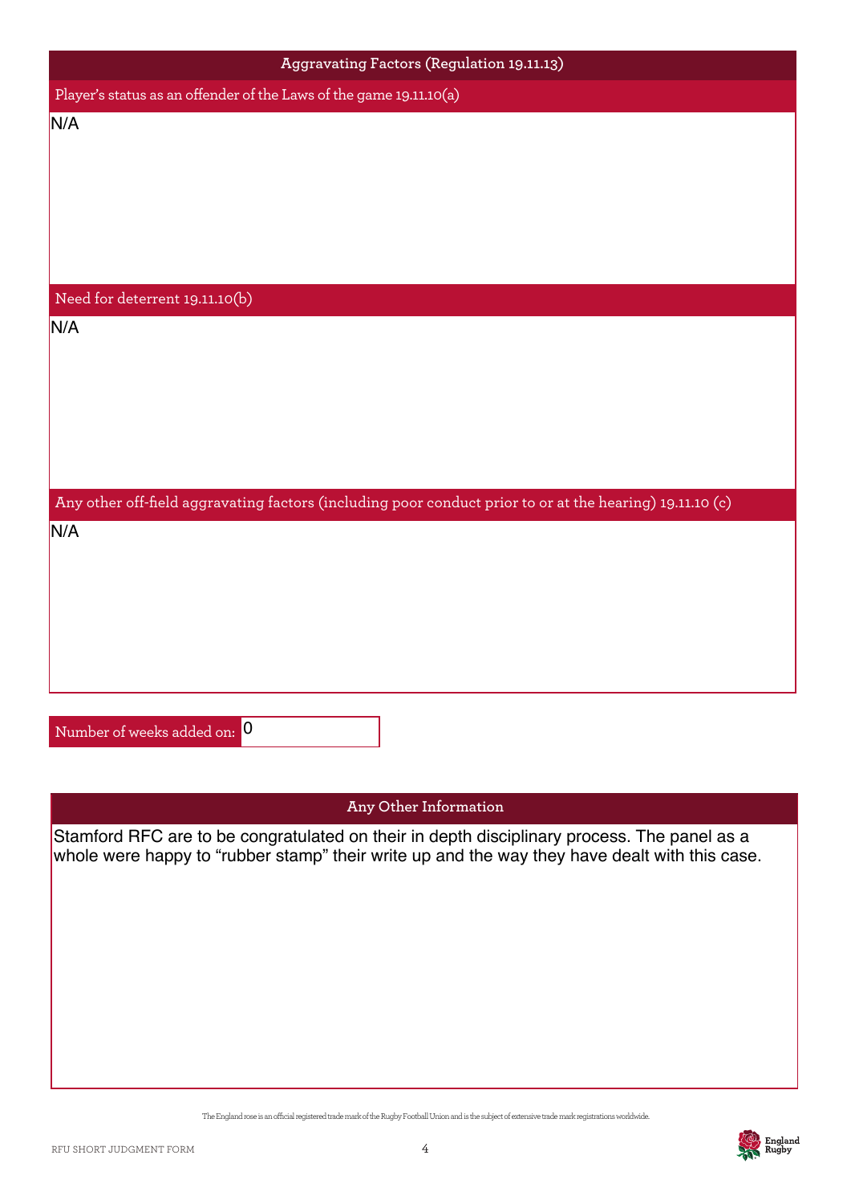## Aggravating Factors (Regulation 19.11.13)

### Player's status as an offender of the Laws of the game 19.11.10(a)

N/A

### Need for deterrent 19.11.10(b)

N/A

### Any other off-field aggravating factors (including poor conduct prior to or at the hearing) 19.11.10 (c)

N/A

Number of weeks added on: 0

## Any Other Information

Stamford RFC are to be congratulated on their in depth disciplinary process. The panel as a whole were happy to "rubber stamp" their write up and the way they have dealt with this case.

The England rose is an official registered trade mark of the Rugby Football Union and is the subject of extensive trade mark registrations worldwide.